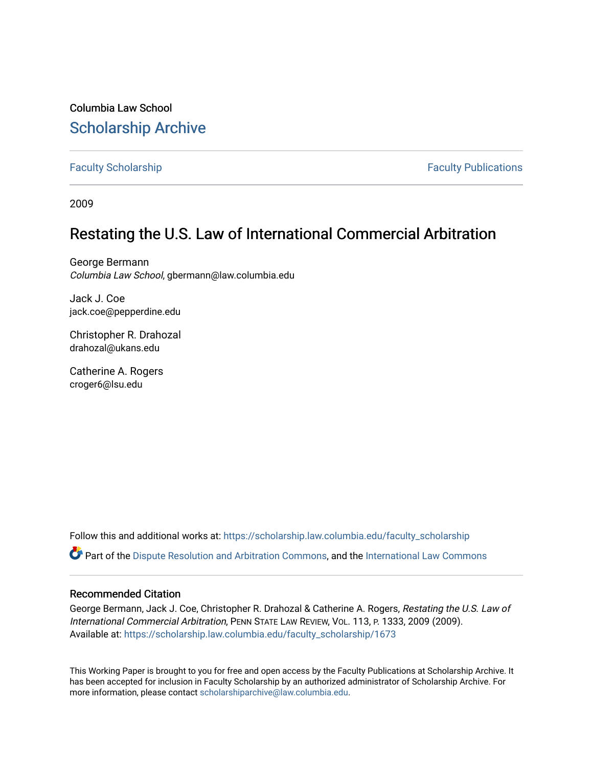Columbia Law School

## Scholarship Archive

Faculty Scholarship | Faculty Publications

2009

# Restating the U.S. Law of International Commercial Arbitration

George Bermann
*Columbia Law School*, gbermann@law.columbia.edu

Jack J. Coe
jack.coe@pepperdine.edu

Christopher R. Drahozal
drahozal@ukans.edu

Catherine A. Rogers
croger6@lsu.edu

Follow this and additional works at: https://scholarship.law.columbia.edu/faculty_scholarship

Part of the Dispute Resolution and Arbitration Commons, and the International Law Commons

### Recommended Citation

George Bermann, Jack J. Coe, Christopher R. Drahozal & Catherine A. Rogers, *Restating the U.S. Law of International Commercial Arbitration*, PENN STATE LAW REVIEW, VOL. 113, P. 1333, 2009 (2009).
Available at: https://scholarship.law.columbia.edu/faculty_scholarship/1673

This Working Paper is brought to you for free and open access by the Faculty Publications at Scholarship Archive. It has been accepted for inclusion in Faculty Scholarship by an authorized administrator of Scholarship Archive. For more information, please contact scholarshiparchive@law.columbia.edu.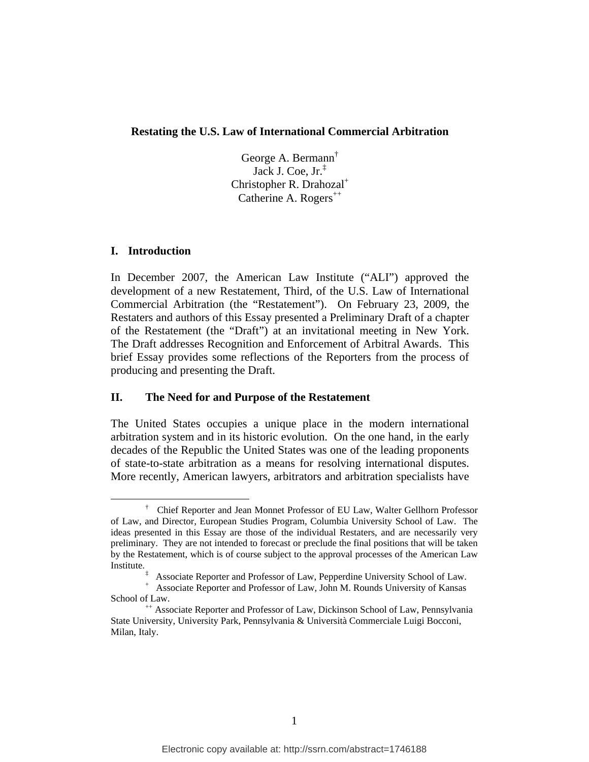**Restating the U.S. Law of International Commercial Arbitration**

George A. Bermann[†]
Jack J. Coe, Jr.[‡]
Christopher R. Drahozal[+]
Catherine A. Rogers[++]

## I. Introduction

In December 2007, the American Law Institute ("ALI") approved the development of a new Restatement, Third, of the U.S. Law of International Commercial Arbitration (the "Restatement"). On February 23, 2009, the Restaters and authors of this Essay presented a Preliminary Draft of a chapter of the Restatement (the "Draft") at an invitational meeting in New York. The Draft addresses Recognition and Enforcement of Arbitral Awards. This brief Essay provides some reflections of the Reporters from the process of producing and presenting the Draft.

## II. The Need for and Purpose of the Restatement

The United States occupies a unique place in the modern international arbitration system and in its historic evolution. On the one hand, in the early decades of the Republic the United States was one of the leading proponents of state-to-state arbitration as a means for resolving international disputes. More recently, American lawyers, arbitrators and arbitration specialists have

---

[†] Chief Reporter and Jean Monnet Professor of EU Law, Walter Gellhorn Professor of Law, and Director, European Studies Program, Columbia University School of Law. The ideas presented in this Essay are those of the individual Restaters, and are necessarily very preliminary. They are not intended to forecast or preclude the final positions that will be taken by the Restatement, which is of course subject to the approval processes of the American Law Institute.

[‡] Associate Reporter and Professor of Law, Pepperdine University School of Law.

[+] Associate Reporter and Professor of Law, John M. Rounds University of Kansas School of Law.

[++] Associate Reporter and Professor of Law, Dickinson School of Law, Pennsylvania State University, University Park, Pennsylvania & Università Commerciale Luigi Bocconi, Milan, Italy.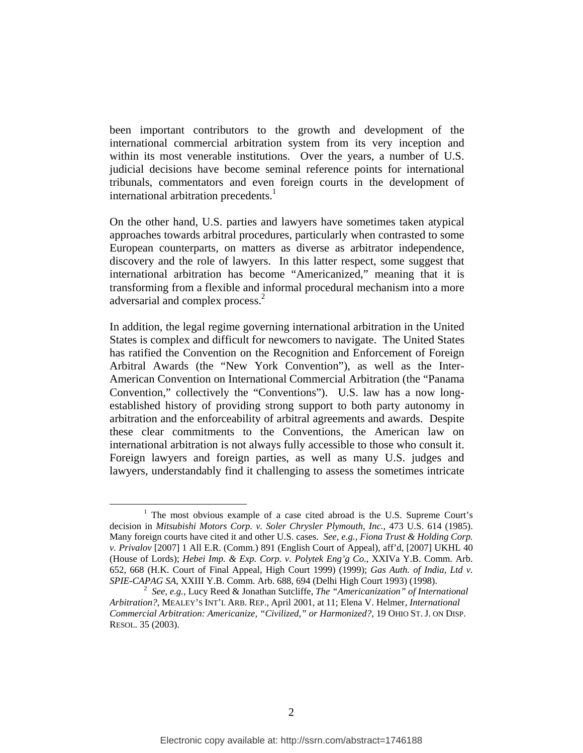been important contributors to the growth and development of the international commercial arbitration system from its very inception and within its most venerable institutions. Over the years, a number of U.S. judicial decisions have become seminal reference points for international tribunals, commentators and even foreign courts in the development of international arbitration precedents.[1]

On the other hand, U.S. parties and lawyers have sometimes taken atypical approaches towards arbitral procedures, particularly when contrasted to some European counterparts, on matters as diverse as arbitrator independence, discovery and the role of lawyers. In this latter respect, some suggest that international arbitration has become "Americanized," meaning that it is transforming from a flexible and informal procedural mechanism into a more adversarial and complex process.[2]

In addition, the legal regime governing international arbitration in the United States is complex and difficult for newcomers to navigate. The United States has ratified the Convention on the Recognition and Enforcement of Foreign Arbitral Awards (the "New York Convention"), as well as the Inter-American Convention on International Commercial Arbitration (the "Panama Convention," collectively the "Conventions"). U.S. law has a now long-established history of providing strong support to both party autonomy in arbitration and the enforceability of arbitral agreements and awards. Despite these clear commitments to the Conventions, the American law on international arbitration is not always fully accessible to those who consult it. Foreign lawyers and foreign parties, as well as many U.S. judges and lawyers, understandably find it challenging to assess the sometimes intricate

---

[1] The most obvious example of a case cited abroad is the U.S. Supreme Court's decision in *Mitsubishi Motors Corp. v. Soler Chrysler Plymouth, Inc.*, 473 U.S. 614 (1985). Many foreign courts have cited it and other U.S. cases. *See, e.g.*, *Fiona Trust & Holding Corp. v. Privalov* [2007] 1 All E.R. (Comm.) 891 (English Court of Appeal), aff'd, [2007] UKHL 40 (House of Lords); *Hebei Imp. & Exp. Corp. v. Polytek Eng'g Co.*, XXIVa Y.B. Comm. Arb. 652, 668 (H.K. Court of Final Appeal, High Court 1999) (1999); *Gas Auth. of India, Ltd v. SPIE-CAPAG SA*, XXIII Y.B. Comm. Arb. 688, 694 (Delhi High Court 1993) (1998).

[2] *See, e.g.*, Lucy Reed & Jonathan Sutcliffe, *The "Americanization" of International Arbitration?*, MEALEY'S INT'L ARB. REP., April 2001, at 11; Elena V. Helmer, *International Commercial Arbitration: Americanize, "Civilized," or Harmonized?*, 19 OHIO ST. J. ON DISP. RESOL. 35 (2003).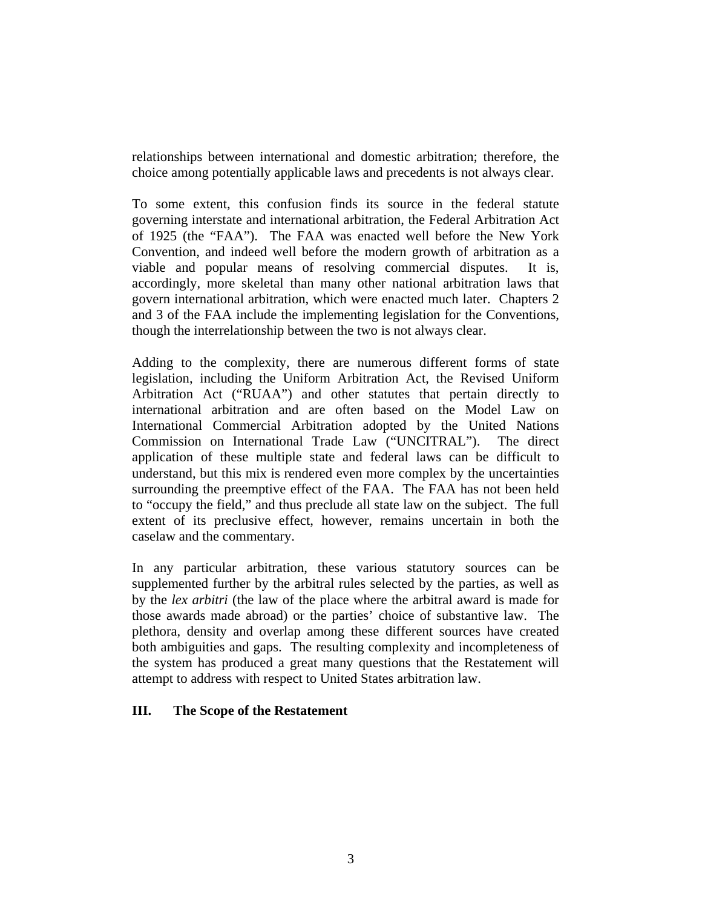relationships between international and domestic arbitration; therefore, the choice among potentially applicable laws and precedents is not always clear.

To some extent, this confusion finds its source in the federal statute governing interstate and international arbitration, the Federal Arbitration Act of 1925 (the "FAA"). The FAA was enacted well before the New York Convention, and indeed well before the modern growth of arbitration as a viable and popular means of resolving commercial disputes. It is, accordingly, more skeletal than many other national arbitration laws that govern international arbitration, which were enacted much later. Chapters 2 and 3 of the FAA include the implementing legislation for the Conventions, though the interrelationship between the two is not always clear.

Adding to the complexity, there are numerous different forms of state legislation, including the Uniform Arbitration Act, the Revised Uniform Arbitration Act ("RUAA") and other statutes that pertain directly to international arbitration and are often based on the Model Law on International Commercial Arbitration adopted by the United Nations Commission on International Trade Law ("UNCITRAL"). The direct application of these multiple state and federal laws can be difficult to understand, but this mix is rendered even more complex by the uncertainties surrounding the preemptive effect of the FAA. The FAA has not been held to "occupy the field," and thus preclude all state law on the subject. The full extent of its preclusive effect, however, remains uncertain in both the caselaw and the commentary.

In any particular arbitration, these various statutory sources can be supplemented further by the arbitral rules selected by the parties, as well as by the *lex arbitri* (the law of the place where the arbitral award is made for those awards made abroad) or the parties' choice of substantive law. The plethora, density and overlap among these different sources have created both ambiguities and gaps. The resulting complexity and incompleteness of the system has produced a great many questions that the Restatement will attempt to address with respect to United States arbitration law.

## III. The Scope of the Restatement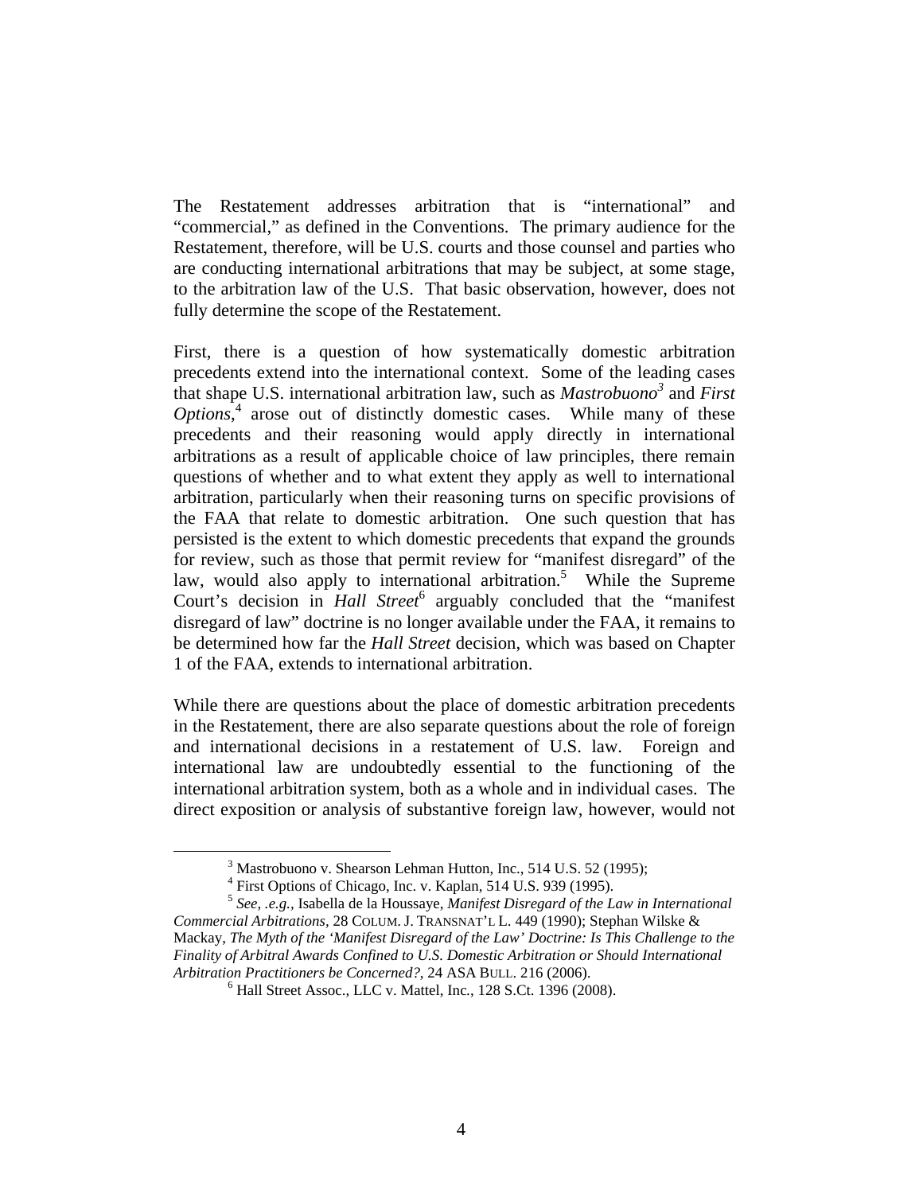The Restatement addresses arbitration that is "international" and "commercial," as defined in the Conventions. The primary audience for the Restatement, therefore, will be U.S. courts and those counsel and parties who are conducting international arbitrations that may be subject, at some stage, to the arbitration law of the U.S. That basic observation, however, does not fully determine the scope of the Restatement.

First, there is a question of how systematically domestic arbitration precedents extend into the international context. Some of the leading cases that shape U.S. international arbitration law, such as *Mastrobuono*[3] and *First Options*,[4] arose out of distinctly domestic cases. While many of these precedents and their reasoning would apply directly in international arbitrations as a result of applicable choice of law principles, there remain questions of whether and to what extent they apply as well to international arbitration, particularly when their reasoning turns on specific provisions of the FAA that relate to domestic arbitration. One such question that has persisted is the extent to which domestic precedents that expand the grounds for review, such as those that permit review for "manifest disregard" of the law, would also apply to international arbitration.[5] While the Supreme Court's decision in *Hall Street*[6] arguably concluded that the "manifest disregard of law" doctrine is no longer available under the FAA, it remains to be determined how far the *Hall Street* decision, which was based on Chapter 1 of the FAA, extends to international arbitration.

While there are questions about the place of domestic arbitration precedents in the Restatement, there are also separate questions about the role of foreign and international decisions in a restatement of U.S. law. Foreign and international law are undoubtedly essential to the functioning of the international arbitration system, both as a whole and in individual cases. The direct exposition or analysis of substantive foreign law, however, would not

---

[3] Mastrobuono v. Shearson Lehman Hutton, Inc., 514 U.S. 52 (1995);

[4] First Options of Chicago, Inc. v. Kaplan, 514 U.S. 939 (1995).

[5] *See, .e.g.*, Isabella de la Houssaye, *Manifest Disregard of the Law in International Commercial Arbitrations*, 28 COLUM. J. TRANSNAT'L L. 449 (1990); Stephan Wilske & Mackay, *The Myth of the 'Manifest Disregard of the Law' Doctrine: Is This Challenge to the Finality of Arbitral Awards Confined to U.S. Domestic Arbitration or Should International Arbitration Practitioners be Concerned?*, 24 ASA BULL. 216 (2006).

[6] Hall Street Assoc., LLC v. Mattel, Inc., 128 S.Ct. 1396 (2008).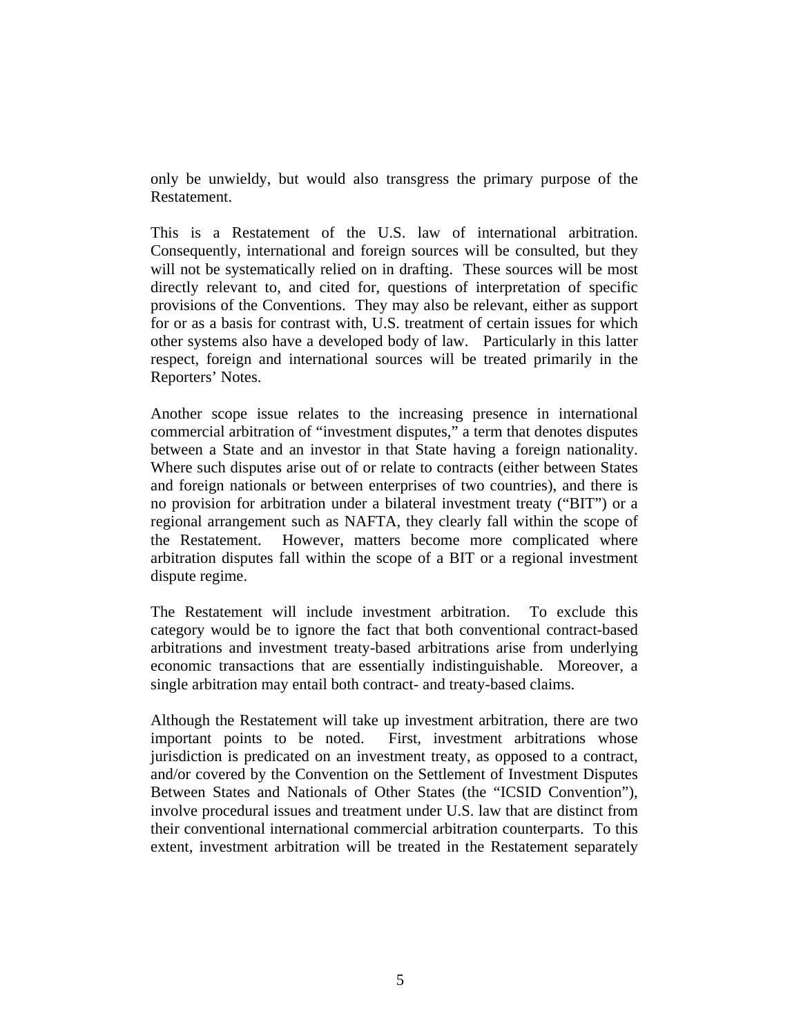only be unwieldy, but would also transgress the primary purpose of the Restatement.

This is a Restatement of the U.S. law of international arbitration. Consequently, international and foreign sources will be consulted, but they will not be systematically relied on in drafting. These sources will be most directly relevant to, and cited for, questions of interpretation of specific provisions of the Conventions. They may also be relevant, either as support for or as a basis for contrast with, U.S. treatment of certain issues for which other systems also have a developed body of law. Particularly in this latter respect, foreign and international sources will be treated primarily in the Reporters' Notes.

Another scope issue relates to the increasing presence in international commercial arbitration of "investment disputes," a term that denotes disputes between a State and an investor in that State having a foreign nationality. Where such disputes arise out of or relate to contracts (either between States and foreign nationals or between enterprises of two countries), and there is no provision for arbitration under a bilateral investment treaty ("BIT") or a regional arrangement such as NAFTA, they clearly fall within the scope of the Restatement. However, matters become more complicated where arbitration disputes fall within the scope of a BIT or a regional investment dispute regime.

The Restatement will include investment arbitration. To exclude this category would be to ignore the fact that both conventional contract-based arbitrations and investment treaty-based arbitrations arise from underlying economic transactions that are essentially indistinguishable. Moreover, a single arbitration may entail both contract- and treaty-based claims.

Although the Restatement will take up investment arbitration, there are two important points to be noted. First, investment arbitrations whose jurisdiction is predicated on an investment treaty, as opposed to a contract, and/or covered by the Convention on the Settlement of Investment Disputes Between States and Nationals of Other States (the "ICSID Convention"), involve procedural issues and treatment under U.S. law that are distinct from their conventional international commercial arbitration counterparts. To this extent, investment arbitration will be treated in the Restatement separately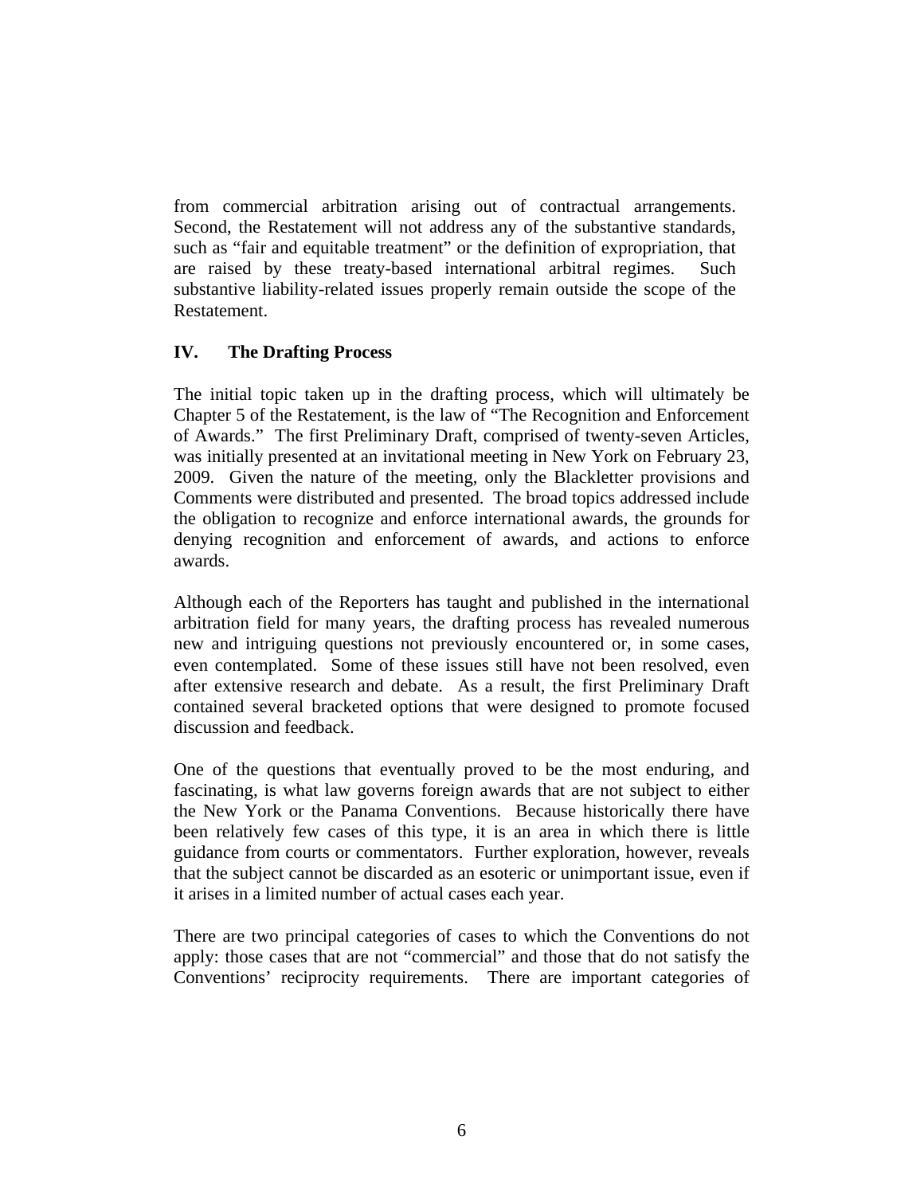from commercial arbitration arising out of contractual arrangements. Second, the Restatement will not address any of the substantive standards, such as "fair and equitable treatment" or the definition of expropriation, that are raised by these treaty-based international arbitral regimes. Such substantive liability-related issues properly remain outside the scope of the Restatement.

## IV. The Drafting Process

The initial topic taken up in the drafting process, which will ultimately be Chapter 5 of the Restatement, is the law of "The Recognition and Enforcement of Awards." The first Preliminary Draft, comprised of twenty-seven Articles, was initially presented at an invitational meeting in New York on February 23, 2009. Given the nature of the meeting, only the Blackletter provisions and Comments were distributed and presented. The broad topics addressed include the obligation to recognize and enforce international awards, the grounds for denying recognition and enforcement of awards, and actions to enforce awards.

Although each of the Reporters has taught and published in the international arbitration field for many years, the drafting process has revealed numerous new and intriguing questions not previously encountered or, in some cases, even contemplated. Some of these issues still have not been resolved, even after extensive research and debate. As a result, the first Preliminary Draft contained several bracketed options that were designed to promote focused discussion and feedback.

One of the questions that eventually proved to be the most enduring, and fascinating, is what law governs foreign awards that are not subject to either the New York or the Panama Conventions. Because historically there have been relatively few cases of this type, it is an area in which there is little guidance from courts or commentators. Further exploration, however, reveals that the subject cannot be discarded as an esoteric or unimportant issue, even if it arises in a limited number of actual cases each year.

There are two principal categories of cases to which the Conventions do not apply: those cases that are not "commercial" and those that do not satisfy the Conventions' reciprocity requirements. There are important categories of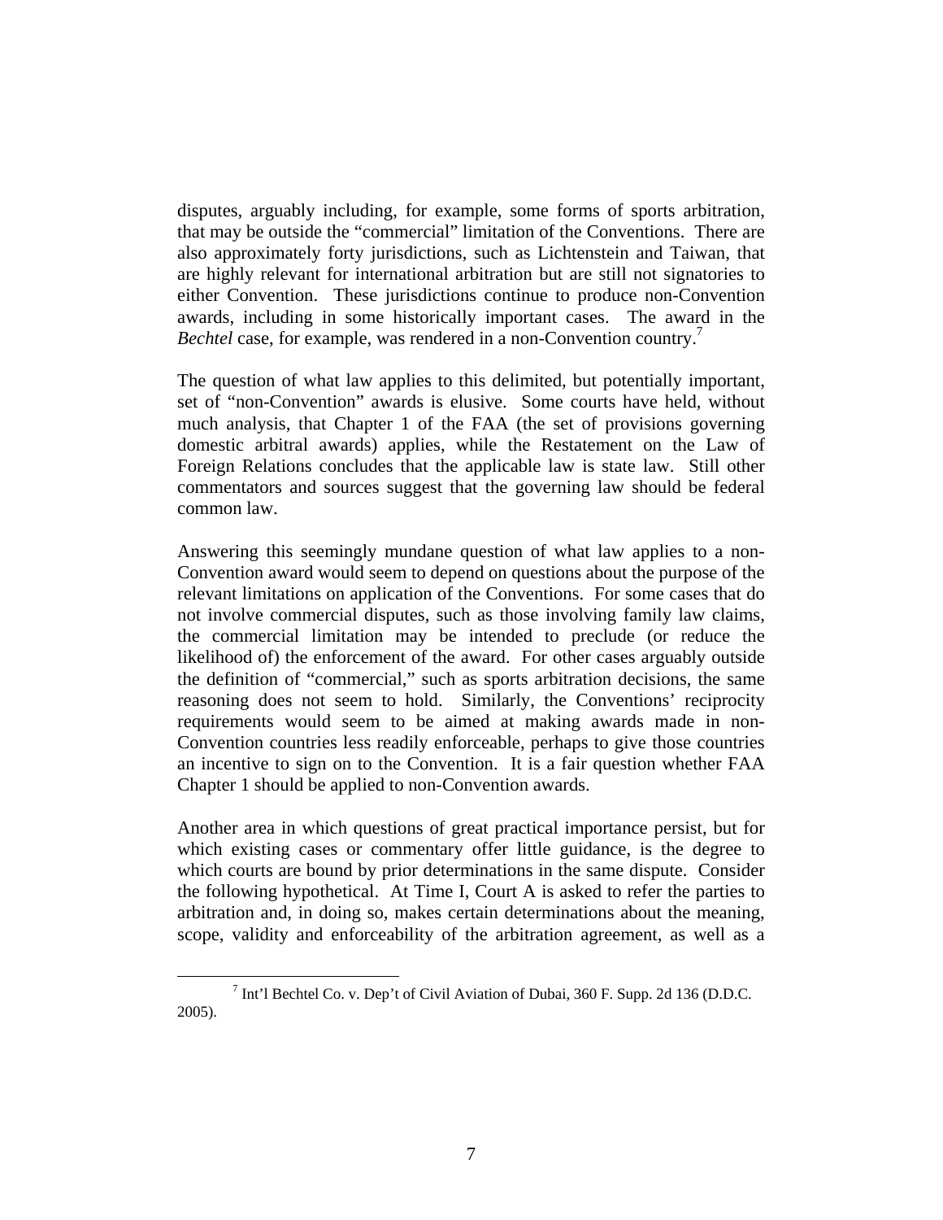disputes, arguably including, for example, some forms of sports arbitration, that may be outside the "commercial" limitation of the Conventions. There are also approximately forty jurisdictions, such as Lichtenstein and Taiwan, that are highly relevant for international arbitration but are still not signatories to either Convention. These jurisdictions continue to produce non-Convention awards, including in some historically important cases. The award in the *Bechtel* case, for example, was rendered in a non-Convention country.[7]

The question of what law applies to this delimited, but potentially important, set of "non-Convention" awards is elusive. Some courts have held, without much analysis, that Chapter 1 of the FAA (the set of provisions governing domestic arbitral awards) applies, while the Restatement on the Law of Foreign Relations concludes that the applicable law is state law. Still other commentators and sources suggest that the governing law should be federal common law.

Answering this seemingly mundane question of what law applies to a non-Convention award would seem to depend on questions about the purpose of the relevant limitations on application of the Conventions. For some cases that do not involve commercial disputes, such as those involving family law claims, the commercial limitation may be intended to preclude (or reduce the likelihood of) the enforcement of the award. For other cases arguably outside the definition of "commercial," such as sports arbitration decisions, the same reasoning does not seem to hold. Similarly, the Conventions' reciprocity requirements would seem to be aimed at making awards made in non-Convention countries less readily enforceable, perhaps to give those countries an incentive to sign on to the Convention. It is a fair question whether FAA Chapter 1 should be applied to non-Convention awards.

Another area in which questions of great practical importance persist, but for which existing cases or commentary offer little guidance, is the degree to which courts are bound by prior determinations in the same dispute. Consider the following hypothetical. At Time I, Court A is asked to refer the parties to arbitration and, in doing so, makes certain determinations about the meaning, scope, validity and enforceability of the arbitration agreement, as well as a

[7] Int'l Bechtel Co. v. Dep't of Civil Aviation of Dubai, 360 F. Supp. 2d 136 (D.D.C. 2005).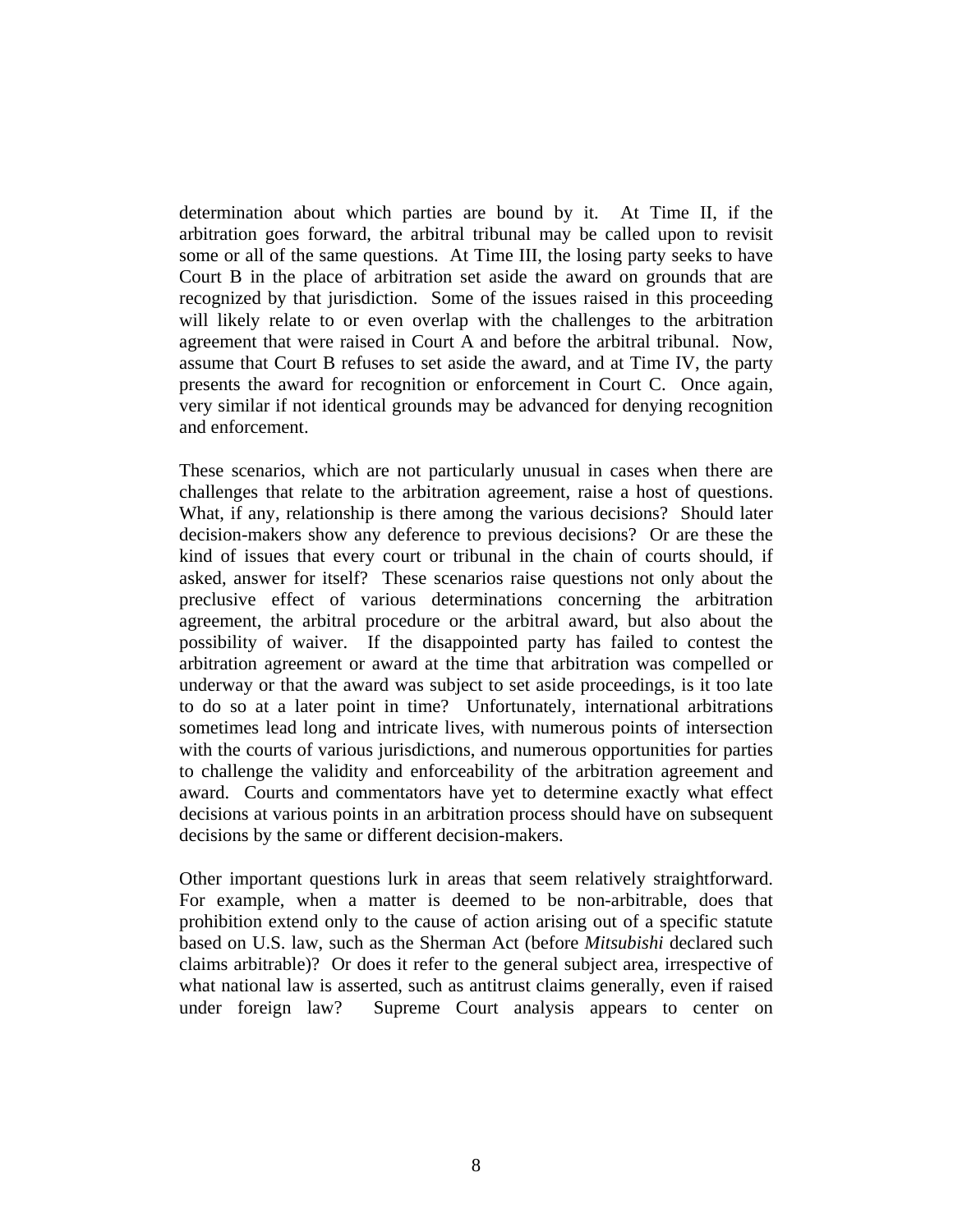determination about which parties are bound by it. At Time II, if the arbitration goes forward, the arbitral tribunal may be called upon to revisit some or all of the same questions. At Time III, the losing party seeks to have Court B in the place of arbitration set aside the award on grounds that are recognized by that jurisdiction. Some of the issues raised in this proceeding will likely relate to or even overlap with the challenges to the arbitration agreement that were raised in Court A and before the arbitral tribunal. Now, assume that Court B refuses to set aside the award, and at Time IV, the party presents the award for recognition or enforcement in Court C. Once again, very similar if not identical grounds may be advanced for denying recognition and enforcement.

These scenarios, which are not particularly unusual in cases when there are challenges that relate to the arbitration agreement, raise a host of questions. What, if any, relationship is there among the various decisions? Should later decision-makers show any deference to previous decisions? Or are these the kind of issues that every court or tribunal in the chain of courts should, if asked, answer for itself? These scenarios raise questions not only about the preclusive effect of various determinations concerning the arbitration agreement, the arbitral procedure or the arbitral award, but also about the possibility of waiver. If the disappointed party has failed to contest the arbitration agreement or award at the time that arbitration was compelled or underway or that the award was subject to set aside proceedings, is it too late to do so at a later point in time? Unfortunately, international arbitrations sometimes lead long and intricate lives, with numerous points of intersection with the courts of various jurisdictions, and numerous opportunities for parties to challenge the validity and enforceability of the arbitration agreement and award. Courts and commentators have yet to determine exactly what effect decisions at various points in an arbitration process should have on subsequent decisions by the same or different decision-makers.

Other important questions lurk in areas that seem relatively straightforward. For example, when a matter is deemed to be non-arbitrable, does that prohibition extend only to the cause of action arising out of a specific statute based on U.S. law, such as the Sherman Act (before *Mitsubishi* declared such claims arbitrable)? Or does it refer to the general subject area, irrespective of what national law is asserted, such as antitrust claims generally, even if raised under foreign law? Supreme Court analysis appears to center on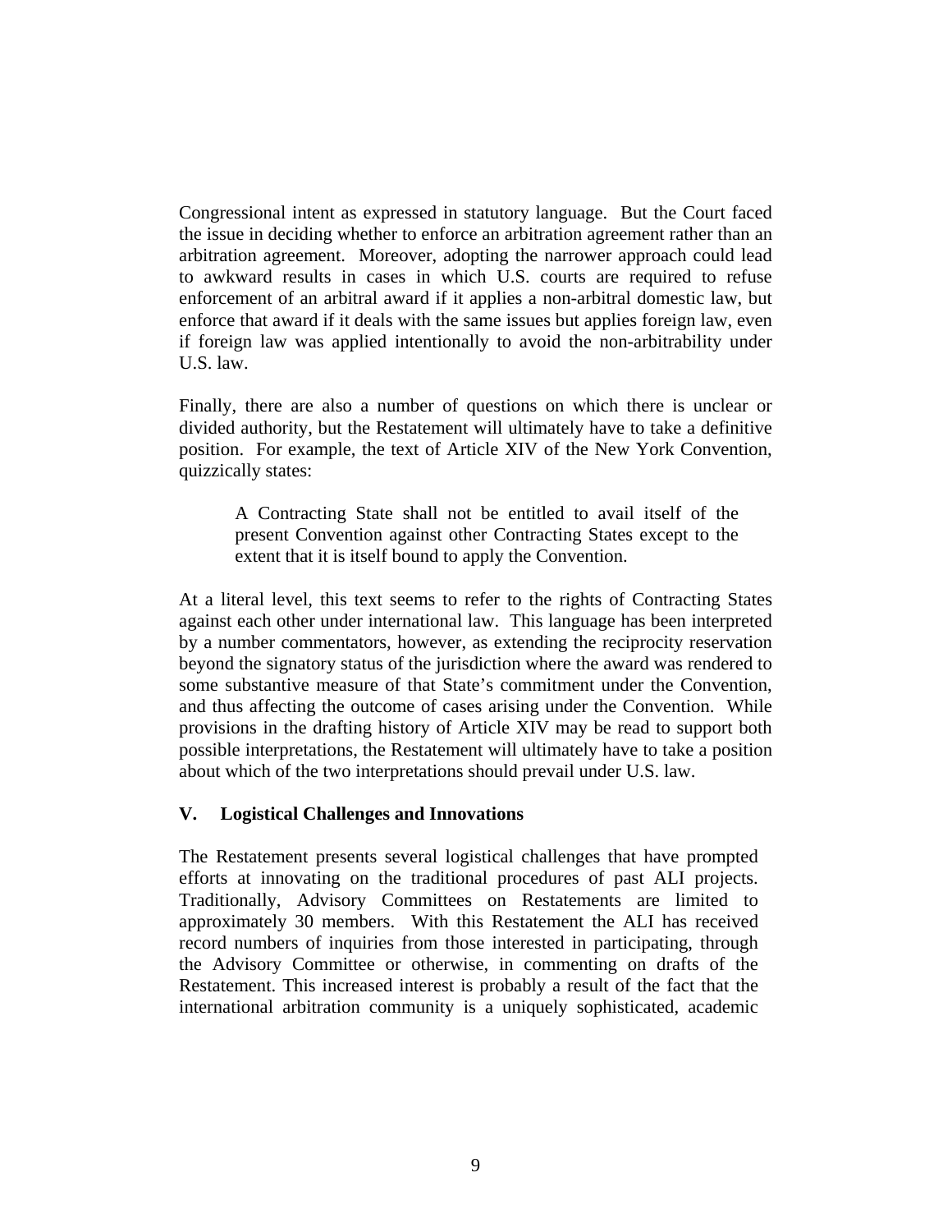Congressional intent as expressed in statutory language. But the Court faced the issue in deciding whether to enforce an arbitration agreement rather than an arbitration agreement. Moreover, adopting the narrower approach could lead to awkward results in cases in which U.S. courts are required to refuse enforcement of an arbitral award if it applies a non-arbitral domestic law, but enforce that award if it deals with the same issues but applies foreign law, even if foreign law was applied intentionally to avoid the non-arbitrability under U.S. law.

Finally, there are also a number of questions on which there is unclear or divided authority, but the Restatement will ultimately have to take a definitive position. For example, the text of Article XIV of the New York Convention, quizzically states:

> A Contracting State shall not be entitled to avail itself of the present Convention against other Contracting States except to the extent that it is itself bound to apply the Convention.

At a literal level, this text seems to refer to the rights of Contracting States against each other under international law. This language has been interpreted by a number commentators, however, as extending the reciprocity reservation beyond the signatory status of the jurisdiction where the award was rendered to some substantive measure of that State's commitment under the Convention, and thus affecting the outcome of cases arising under the Convention. While provisions in the drafting history of Article XIV may be read to support both possible interpretations, the Restatement will ultimately have to take a position about which of the two interpretations should prevail under U.S. law.

## V. Logistical Challenges and Innovations

The Restatement presents several logistical challenges that have prompted efforts at innovating on the traditional procedures of past ALI projects. Traditionally, Advisory Committees on Restatements are limited to approximately 30 members. With this Restatement the ALI has received record numbers of inquiries from those interested in participating, through the Advisory Committee or otherwise, in commenting on drafts of the Restatement. This increased interest is probably a result of the fact that the international arbitration community is a uniquely sophisticated, academic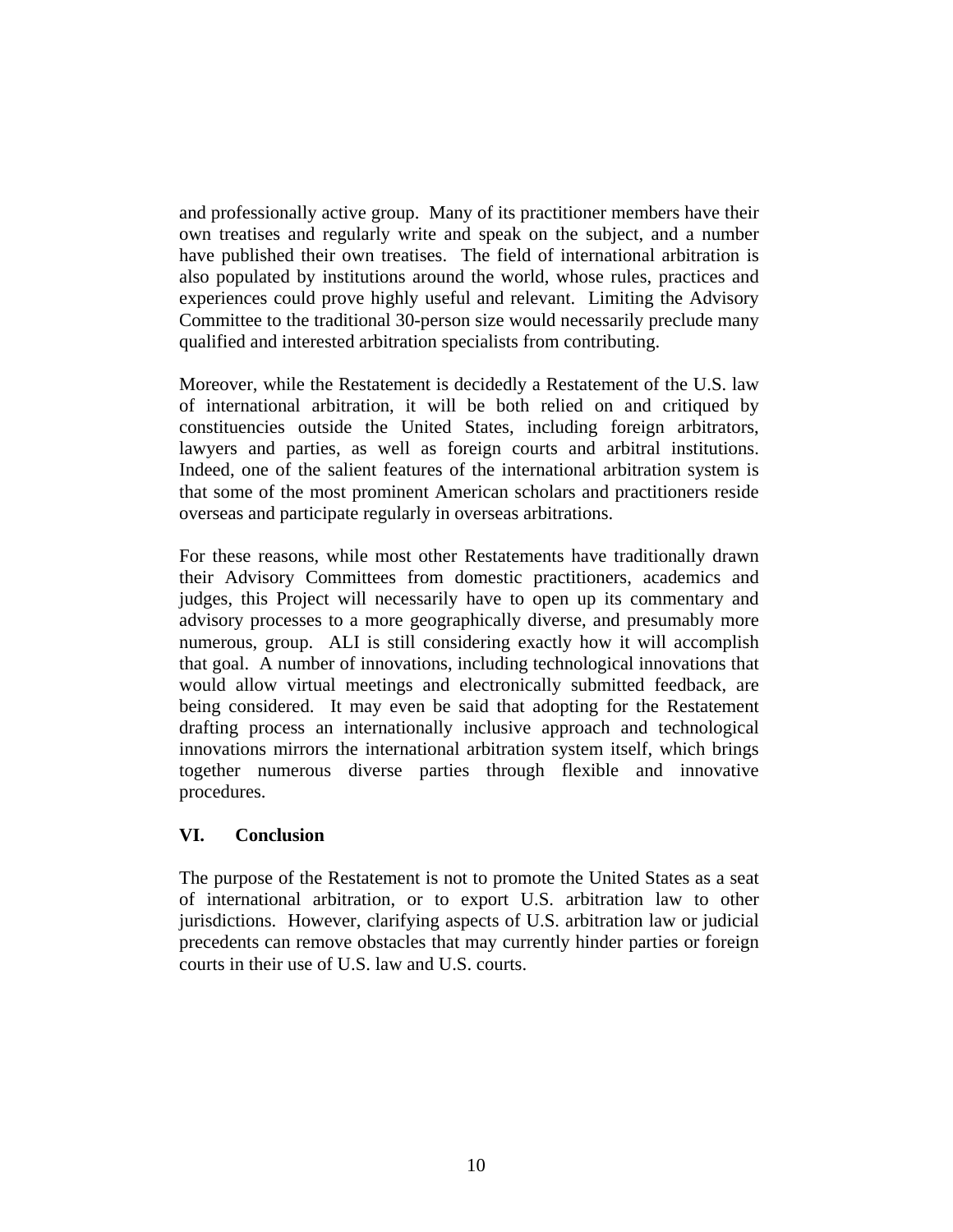and professionally active group.  Many of its practitioner members have their own treatises and regularly write and speak on the subject, and a number have published their own treatises.  The field of international arbitration is also populated by institutions around the world, whose rules, practices and experiences could prove highly useful and relevant.  Limiting the Advisory Committee to the traditional 30-person size would necessarily preclude many qualified and interested arbitration specialists from contributing.

Moreover, while the Restatement is decidedly a Restatement of the U.S. law of international arbitration, it will be both relied on and critiqued by constituencies outside the United States, including foreign arbitrators, lawyers and parties, as well as foreign courts and arbitral institutions. Indeed, one of the salient features of the international arbitration system is that some of the most prominent American scholars and practitioners reside overseas and participate regularly in overseas arbitrations.

For these reasons, while most other Restatements have traditionally drawn their Advisory Committees from domestic practitioners, academics and judges, this Project will necessarily have to open up its commentary and advisory processes to a more geographically diverse, and presumably more numerous, group.  ALI is still considering exactly how it will accomplish that goal.  A number of innovations, including technological innovations that would allow virtual meetings and electronically submitted feedback, are being considered.  It may even be said that adopting for the Restatement drafting process an internationally inclusive approach and technological innovations mirrors the international arbitration system itself, which brings together numerous diverse parties through flexible and innovative procedures.

## VI. Conclusion

The purpose of the Restatement is not to promote the United States as a seat of international arbitration, or to export U.S. arbitration law to other jurisdictions.  However, clarifying aspects of U.S. arbitration law or judicial precedents can remove obstacles that may currently hinder parties or foreign courts in their use of U.S. law and U.S. courts.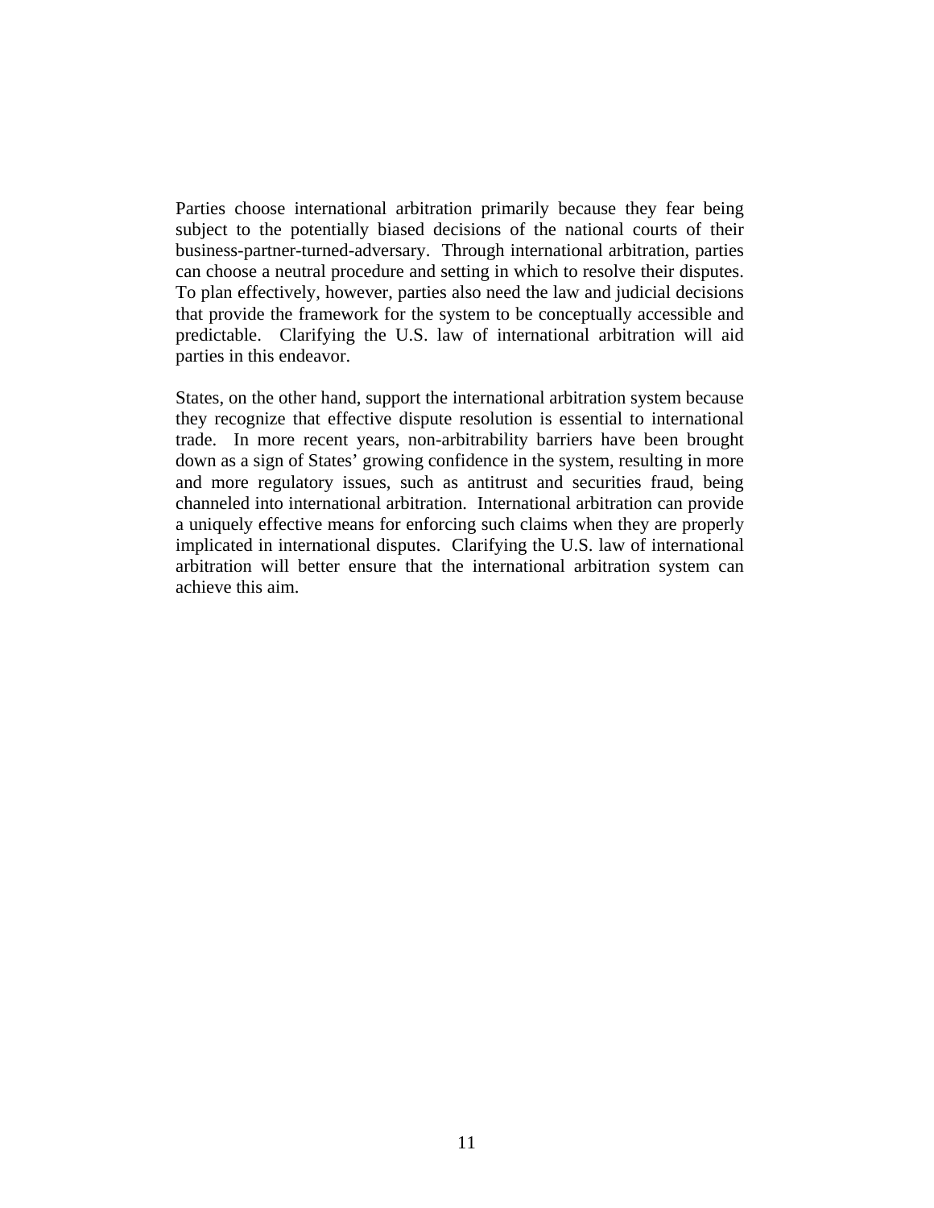Parties choose international arbitration primarily because they fear being subject to the potentially biased decisions of the national courts of their business-partner-turned-adversary. Through international arbitration, parties can choose a neutral procedure and setting in which to resolve their disputes. To plan effectively, however, parties also need the law and judicial decisions that provide the framework for the system to be conceptually accessible and predictable. Clarifying the U.S. law of international arbitration will aid parties in this endeavor.

States, on the other hand, support the international arbitration system because they recognize that effective dispute resolution is essential to international trade. In more recent years, non-arbitrability barriers have been brought down as a sign of States' growing confidence in the system, resulting in more and more regulatory issues, such as antitrust and securities fraud, being channeled into international arbitration. International arbitration can provide a uniquely effective means for enforcing such claims when they are properly implicated in international disputes. Clarifying the U.S. law of international arbitration will better ensure that the international arbitration system can achieve this aim.